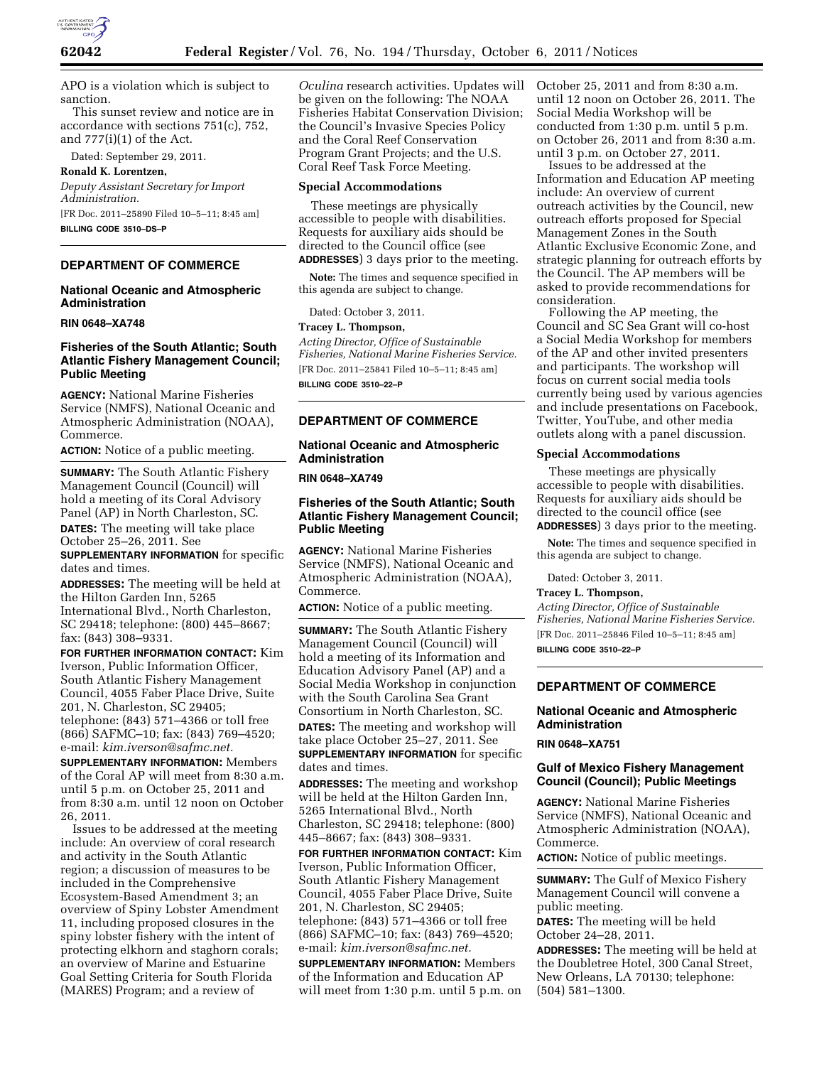APO is a violation which is subject to sanction.

This sunset review and notice are in accordance with sections 751(c), 752, and 777(i)(1) of the Act.

Dated: September 29, 2011.

**Ronald K. Lorentzen,**

*Deputy Assistant Secretary for Import Administration.*

[FR Doc. 2011–25890 Filed 10–5–11; 8:45 am]

**BILLING CODE 3510–DS–P**

---

## DEPARTMENT OF COMMERCE

### National Oceanic and Atmospheric Administration

**RIN 0648–XA748**

### Fisheries of the South Atlantic; South Atlantic Fishery Management Council; Public Meeting

**AGENCY:** National Marine Fisheries Service (NMFS), National Oceanic and Atmospheric Administration (NOAA), Commerce.

**ACTION:** Notice of a public meeting.

**SUMMARY:** The South Atlantic Fishery Management Council (Council) will hold a meeting of its Coral Advisory Panel (AP) in North Charleston, SC.

**DATES:** The meeting will take place October 25–26, 2011. See **SUPPLEMENTARY INFORMATION** for specific dates and times.

**ADDRESSES:** The meeting will be held at the Hilton Garden Inn, 5265 International Blvd., North Charleston, SC 29418; telephone: (800) 445–8667; fax: (843) 308–9331.

**FOR FURTHER INFORMATION CONTACT:** Kim Iverson, Public Information Officer, South Atlantic Fishery Management Council, 4055 Faber Place Drive, Suite 201, N. Charleston, SC 29405; telephone: (843) 571–4366 or toll free (866) SAFMC–10; fax: (843) 769–4520; e-mail: *kim.iverson@safmc.net.*

**SUPPLEMENTARY INFORMATION:** Members of the Coral AP will meet from 8:30 a.m. until 5 p.m. on October 25, 2011 and from 8:30 a.m. until 12 noon on October 26, 2011.

Issues to be addressed at the meeting include: An overview of coral research and activity in the South Atlantic region; a discussion of measures to be included in the Comprehensive Ecosystem-Based Amendment 3; an overview of Spiny Lobster Amendment 11, including proposed closures in the spiny lobster fishery with the intent of protecting elkhorn and staghorn corals; an overview of Marine and Estuarine Goal Setting Criteria for South Florida (MARES) Program; and a review of *Oculina* research activities. Updates will be given on the following: The NOAA Fisheries Habitat Conservation Division; the Council's Invasive Species Policy and the Coral Reef Conservation Program Grant Projects; and the U.S. Coral Reef Task Force Meeting.

#### Special Accommodations

These meetings are physically accessible to people with disabilities. Requests for auxiliary aids should be directed to the Council office (see **ADDRESSES**) 3 days prior to the meeting.

**Note:** The times and sequence specified in this agenda are subject to change.

Dated: October 3, 2011.

**Tracey L. Thompson,**

*Acting Director, Office of Sustainable Fisheries, National Marine Fisheries Service.*

[FR Doc. 2011–25841 Filed 10–5–11; 8:45 am]

**BILLING CODE 3510–22–P**

---

## DEPARTMENT OF COMMERCE

### National Oceanic and Atmospheric Administration

**RIN 0648–XA749**

### Fisheries of the South Atlantic; South Atlantic Fishery Management Council; Public Meeting

**AGENCY:** National Marine Fisheries Service (NMFS), National Oceanic and Atmospheric Administration (NOAA), Commerce.

**ACTION:** Notice of a public meeting.

**SUMMARY:** The South Atlantic Fishery Management Council (Council) will hold a meeting of its Information and Education Advisory Panel (AP) and a Social Media Workshop in conjunction with the South Carolina Sea Grant Consortium in North Charleston, SC.

**DATES:** The meeting and workshop will take place October 25–27, 2011. See **SUPPLEMENTARY INFORMATION** for specific dates and times.

**ADDRESSES:** The meeting and workshop will be held at the Hilton Garden Inn, 5265 International Blvd., North Charleston, SC 29418; telephone: (800) 445–8667; fax: (843) 308–9331.

**FOR FURTHER INFORMATION CONTACT:** Kim Iverson, Public Information Officer, South Atlantic Fishery Management Council, 4055 Faber Place Drive, Suite 201, N. Charleston, SC 29405; telephone: (843) 571–4366 or toll free (866) SAFMC–10; fax: (843) 769–4520; e-mail: *kim.iverson@safmc.net.*

**SUPPLEMENTARY INFORMATION:** Members of the Information and Education AP will meet from 1:30 p.m. until 5 p.m. on October 25, 2011 and from 8:30 a.m. until 12 noon on October 26, 2011. The Social Media Workshop will be conducted from 1:30 p.m. until 5 p.m. on October 26, 2011 and from 8:30 a.m. until 3 p.m. on October 27, 2011.

Issues to be addressed at the Information and Education AP meeting include: An overview of current outreach activities by the Council, new outreach efforts proposed for Special Management Zones in the South Atlantic Exclusive Economic Zone, and strategic planning for outreach efforts by the Council. The AP members will be asked to provide recommendations for consideration.

Following the AP meeting, the Council and SC Sea Grant will co-host a Social Media Workshop for members of the AP and other invited presenters and participants. The workshop will focus on current social media tools currently being used by various agencies and include presentations on Facebook, Twitter, YouTube, and other media outlets along with a panel discussion.

#### Special Accommodations

These meetings are physically accessible to people with disabilities. Requests for auxiliary aids should be directed to the council office (see **ADDRESSES**) 3 days prior to the meeting.

**Note:** The times and sequence specified in this agenda are subject to change.

Dated: October 3, 2011.

**Tracey L. Thompson,**

*Acting Director, Office of Sustainable Fisheries, National Marine Fisheries Service.*

[FR Doc. 2011–25846 Filed 10–5–11; 8:45 am]

**BILLING CODE 3510–22–P**

---

## DEPARTMENT OF COMMERCE

### National Oceanic and Atmospheric Administration

**RIN 0648–XA751**

### Gulf of Mexico Fishery Management Council (Council); Public Meetings

**AGENCY:** National Marine Fisheries Service (NMFS), National Oceanic and Atmospheric Administration (NOAA), Commerce.

**ACTION:** Notice of public meetings.

**SUMMARY:** The Gulf of Mexico Fishery Management Council will convene a public meeting.

**DATES:** The meeting will be held October 24–28, 2011.

**ADDRESSES:** The meeting will be held at the Doubletree Hotel, 300 Canal Street, New Orleans, LA 70130; telephone: (504) 581–1300.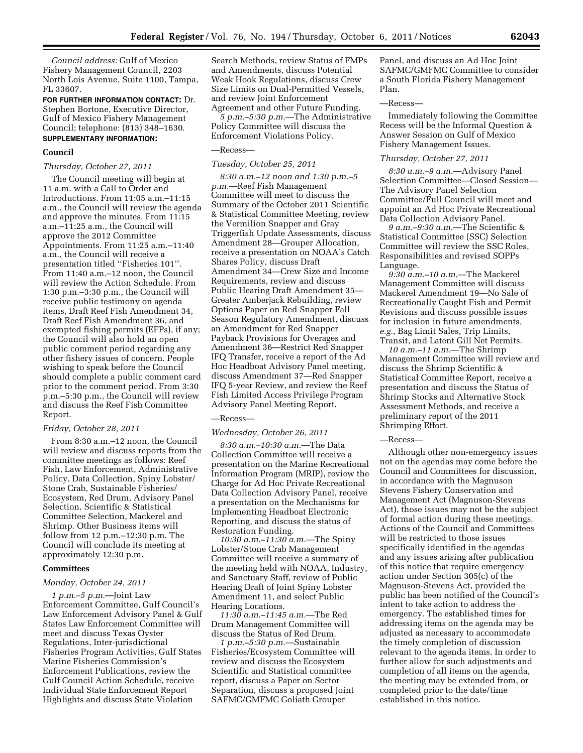*Council address:* Gulf of Mexico Fishery Management Council, 2203 North Lois Avenue, Suite 1100, Tampa, FL 33607.

**FOR FURTHER INFORMATION CONTACT:** Dr. Stephen Bortone, Executive Director, Gulf of Mexico Fishery Management Council; telephone: (813) 348–1630.

**SUPPLEMENTARY INFORMATION:**

## Council

### *Thursday, October 27, 2011*

The Council meeting will begin at 11 a.m. with a Call to Order and Introductions. From 11:05 a.m.–11:15 a.m., the Council will review the agenda and approve the minutes. From 11:15 a.m.–11:25 a.m., the Council will approve the 2012 Committee Appointments. From 11:25 a.m.–11:40 a.m., the Council will receive a presentation titled ''Fisheries 101''. From 11:40 a.m.–12 noon, the Council will review the Action Schedule. From 1:30 p.m.–3:30 p.m., the Council will receive public testimony on agenda items, Draft Reef Fish Amendment 34, Draft Reef Fish Amendment 36, and exempted fishing permits (EFPs), if any; the Council will also hold an open public comment period regarding any other fishery issues of concern. People wishing to speak before the Council should complete a public comment card prior to the comment period. From 3:30 p.m.–5:30 p.m., the Council will review and discuss the Reef Fish Committee Report.

### *Friday, October 28, 2011*

From 8:30 a.m.–12 noon, the Council will review and discuss reports from the committee meetings as follows: Reef Fish, Law Enforcement, Administrative Policy, Data Collection, Spiny Lobster/Stone Crab, Sustainable Fisheries/Ecosystem, Red Drum, Advisory Panel Selection, Scientific & Statistical Committee Selection, Mackerel and Shrimp. Other Business items will follow from 12 p.m.–12:30 p.m. The Council will conclude its meeting at approximately 12:30 p.m.

## Committees

### *Monday, October 24, 2011*

*1 p.m.–5 p.m.*—Joint Law Enforcement Committee, Gulf Council's Law Enforcement Advisory Panel & Gulf States Law Enforcement Committee will meet and discuss Texas Oyster Regulations, Inter-jurisdictional Fisheries Program Activities, Gulf States Marine Fisheries Commission's Enforcement Publications, review the Gulf Council Action Schedule, receive Individual State Enforcement Report Highlights and discuss State Violation Search Methods, review Status of FMPs and Amendments, discuss Potential Weak Hook Regulations, discuss Crew Size Limits on Dual-Permitted Vessels, and review Joint Enforcement Agreement and other Future Funding.

*5 p.m.–5:30 p.m.*—The Administrative Policy Committee will discuss the Enforcement Violations Policy.

—Recess—

### *Tuesday, October 25, 2011*

*8:30 a.m.–12 noon and 1:30 p.m.–5 p.m.*—Reef Fish Management Committee will meet to discuss the Summary of the October 2011 Scientific & Statistical Committee Meeting, review the Vermilion Snapper and Gray Triggerfish Update Assessments, discuss Amendment 28—Grouper Allocation, receive a presentation on NOAA's Catch Shares Policy, discuss Draft Amendment 34—Crew Size and Income Requirements, review and discuss Public Hearing Draft Amendment 35—Greater Amberjack Rebuilding, review Options Paper on Red Snapper Fall Season Regulatory Amendment, discuss an Amendment for Red Snapper Payback Provisions for Overages and Amendment 36—Restrict Red Snapper IFQ Transfer, receive a report of the Ad Hoc Headboat Advisory Panel meeting, discuss Amendment 37—Red Snapper IFQ 5-year Review, and review the Reef Fish Limited Access Privilege Program Advisory Panel Meeting Report.

—Recess—

### *Wednesday, October 26, 2011*

*8:30 a.m.–10:30 a.m.*—The Data Collection Committee will receive a presentation on the Marine Recreational Information Program (MRIP), review the Charge for Ad Hoc Private Recreational Data Collection Advisory Panel, receive a presentation on the Mechanisms for Implementing Headboat Electronic Reporting, and discuss the status of Restoration Funding.

*10:30 a.m.–11:30 a.m.*—The Spiny Lobster/Stone Crab Management Committee will receive a summary of the meeting held with NOAA, Industry, and Sanctuary Staff, review of Public Hearing Draft of Joint Spiny Lobster Amendment 11, and select Public Hearing Locations.

*11:30 a.m.–11:45 a.m.*—The Red Drum Management Committee will discuss the Status of Red Drum.

*1 p.m.–5:30 p.m.*—Sustainable Fisheries/Ecosystem Committee will review and discuss the Ecosystem Scientific and Statistical committee report, discuss a Paper on Sector Separation, discuss a proposed Joint SAFMC/GMFMC Goliath Grouper Panel, and discuss an Ad Hoc Joint SAFMC/GMFMC Committee to consider a South Florida Fishery Management Plan.

—Recess—

Immediately following the Committee Recess will be the Informal Question & Answer Session on Gulf of Mexico Fishery Management Issues.

### *Thursday, October 27, 2011*

*8:30 a.m.–9 a.m.*—Advisory Panel Selection Committee—Closed Session—The Advisory Panel Selection Committee/Full Council will meet and appoint an Ad Hoc Private Recreational Data Collection Advisory Panel.

*9 a.m.–9:30 a.m.*—The Scientific & Statistical Committee (SSC) Selection Committee will review the SSC Roles, Responsibilities and revised SOPPs Language.

*9:30 a.m.–10 a.m.*—The Mackerel Management Committee will discuss Mackerel Amendment 19—No Sale of Recreationally Caught Fish and Permit Revisions and discuss possible issues for inclusion in future amendments, *e.g.,* Bag Limit Sales, Trip Limits, Transit, and Latent Gill Net Permits.

*10 a.m.–11 a.m.*—The Shrimp Management Committee will review and discuss the Shrimp Scientific & Statistical Committee Report, receive a presentation and discuss the Status of Shrimp Stocks and Alternative Stock Assessment Methods, and receive a preliminary report of the 2011 Shrimping Effort.

—Recess—

Although other non-emergency issues not on the agendas may come before the Council and Committees for discussion, in accordance with the Magnuson Stevens Fishery Conservation and Management Act (Magnuson-Stevens Act), those issues may not be the subject of formal action during these meetings. Actions of the Council and Committees will be restricted to those issues specifically identified in the agendas and any issues arising after publication of this notice that require emergency action under Section 305(c) of the Magnuson-Stevens Act, provided the public has been notified of the Council's intent to take action to address the emergency. The established times for addressing items on the agenda may be adjusted as necessary to accommodate the timely completion of discussion relevant to the agenda items. In order to further allow for such adjustments and completion of all items on the agenda, the meeting may be extended from, or completed prior to the date/time established in this notice.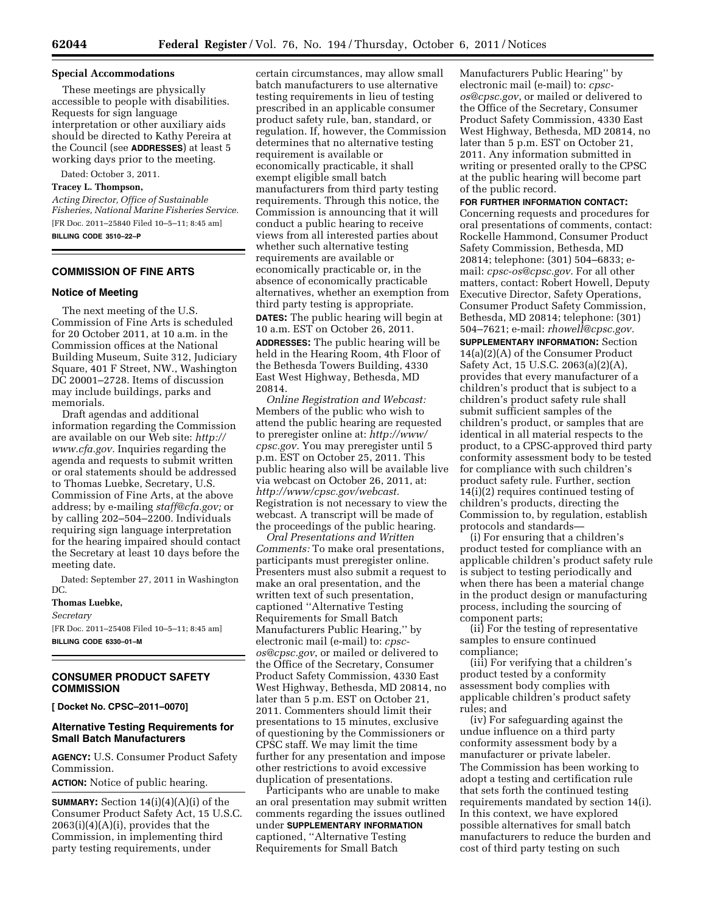**Special Accommodations**

These meetings are physically accessible to people with disabilities. Requests for sign language interpretation or other auxiliary aids should be directed to Kathy Pereira at the Council (see **ADDRESSES**) at least 5 working days prior to the meeting.

Dated: October 3, 2011.

**Tracey L. Thompson,**

*Acting Director, Office of Sustainable Fisheries, National Marine Fisheries Service.*

[FR Doc. 2011–25840 Filed 10–5–11; 8:45 am]

**BILLING CODE 3510–22–P**

## COMMISSION OF FINE ARTS

### Notice of Meeting

The next meeting of the U.S. Commission of Fine Arts is scheduled for 20 October 2011, at 10 a.m. in the Commission offices at the National Building Museum, Suite 312, Judiciary Square, 401 F Street, NW., Washington DC 20001–2728. Items of discussion may include buildings, parks and memorials.

Draft agendas and additional information regarding the Commission are available on our Web site: *http://www.cfa.gov.* Inquiries regarding the agenda and requests to submit written or oral statements should be addressed to Thomas Luebke, Secretary, U.S. Commission of Fine Arts, at the above address; by e-mailing *staff@cfa.gov;* or by calling 202–504–2200. Individuals requiring sign language interpretation for the hearing impaired should contact the Secretary at least 10 days before the meeting date.

Dated: September 27, 2011 in Washington DC.

**Thomas Luebke,**

*Secretary*

[FR Doc. 2011–25408 Filed 10–5–11; 8:45 am]

**BILLING CODE 6330–01–M**

## CONSUMER PRODUCT SAFETY COMMISSION

**[ Docket No. CPSC–2011–0070]**

### Alternative Testing Requirements for Small Batch Manufacturers

**AGENCY:** U.S. Consumer Product Safety Commission.

**ACTION:** Notice of public hearing.

**SUMMARY:** Section 14(i)(4)(A)(i) of the Consumer Product Safety Act, 15 U.S.C. 2063(i)(4)(A)(i), provides that the Commission, in implementing third party testing requirements, under certain circumstances, may allow small batch manufacturers to use alternative testing requirements in lieu of testing prescribed in an applicable consumer product safety rule, ban, standard, or regulation. If, however, the Commission determines that no alternative testing requirement is available or economically practicable, it shall exempt eligible small batch manufacturers from third party testing requirements. Through this notice, the Commission is announcing that it will conduct a public hearing to receive views from all interested parties about whether such alternative testing requirements are available or economically practicable or, in the absence of economically practicable alternatives, whether an exemption from third party testing is appropriate.

**DATES:** The public hearing will begin at 10 a.m. EST on October 26, 2011.

**ADDRESSES:** The public hearing will be held in the Hearing Room, 4th Floor of the Bethesda Towers Building, 4330 East West Highway, Bethesda, MD 20814.

*Online Registration and Webcast:* Members of the public who wish to attend the public hearing are requested to preregister online at: *http://www/cpsc.gov.* You may preregister until 5 p.m. EST on October 25, 2011. This public hearing also will be available live via webcast on October 26, 2011, at: *http://www/cpsc.gov/webcast.* Registration is not necessary to view the webcast. A transcript will be made of the proceedings of the public hearing.

*Oral Presentations and Written Comments:* To make oral presentations, participants must preregister online. Presenters must also submit a request to make an oral presentation, and the written text of such presentation, captioned ''Alternative Testing Requirements for Small Batch Manufacturers Public Hearing,'' by electronic mail (e-mail) to: *cpsc-os@cpsc.gov*, or mailed or delivered to the Office of the Secretary, Consumer Product Safety Commission, 4330 East West Highway, Bethesda, MD 20814, no later than 5 p.m. EST on October 21, 2011. Commenters should limit their presentations to 15 minutes, exclusive of questioning by the Commissioners or CPSC staff. We may limit the time further for any presentation and impose other restrictions to avoid excessive duplication of presentations.

Participants who are unable to make an oral presentation may submit written comments regarding the issues outlined under **SUPPLEMENTARY INFORMATION** captioned, ''Alternative Testing Requirements for Small Batch Manufacturers Public Hearing'' by electronic mail (e-mail) to: *cpsc-os@cpsc.gov*, or mailed or delivered to the Office of the Secretary, Consumer Product Safety Commission, 4330 East West Highway, Bethesda, MD 20814, no later than 5 p.m. EST on October 21, 2011. Any information submitted in writing or presented orally to the CPSC at the public hearing will become part of the public record.

**FOR FURTHER INFORMATION CONTACT:** Concerning requests and procedures for oral presentations of comments, contact: Rockelle Hammond, Consumer Product Safety Commission, Bethesda, MD 20814; telephone: (301) 504–6833; e-mail: *cpsc-os@cpsc.gov.* For all other matters, contact: Robert Howell, Deputy Executive Director, Safety Operations, Consumer Product Safety Commission, Bethesda, MD 20814; telephone: (301) 504–7621; e-mail: *rhowell@cpsc.gov.*

**SUPPLEMENTARY INFORMATION:** Section 14(a)(2)(A) of the Consumer Product Safety Act, 15 U.S.C. 2063(a)(2)(A), provides that every manufacturer of a children's product that is subject to a children's product safety rule shall submit sufficient samples of the children's product, or samples that are identical in all material respects to the product, to a CPSC-approved third party conformity assessment body to be tested for compliance with such children's product safety rule. Further, section 14(i)(2) requires continued testing of children's products, directing the Commission to, by regulation, establish protocols and standards—

(i) For ensuring that a children's product tested for compliance with an applicable children's product safety rule is subject to testing periodically and when there has been a material change in the product design or manufacturing process, including the sourcing of component parts;

(ii) For the testing of representative samples to ensure continued compliance;

(iii) For verifying that a children's product tested by a conformity assessment body complies with applicable children's product safety rules; and

(iv) For safeguarding against the undue influence on a third party conformity assessment body by a manufacturer or private labeler.

The Commission has been working to adopt a testing and certification rule that sets forth the continued testing requirements mandated by section 14(i). In this context, we have explored possible alternatives for small batch manufacturers to reduce the burden and cost of third party testing on such